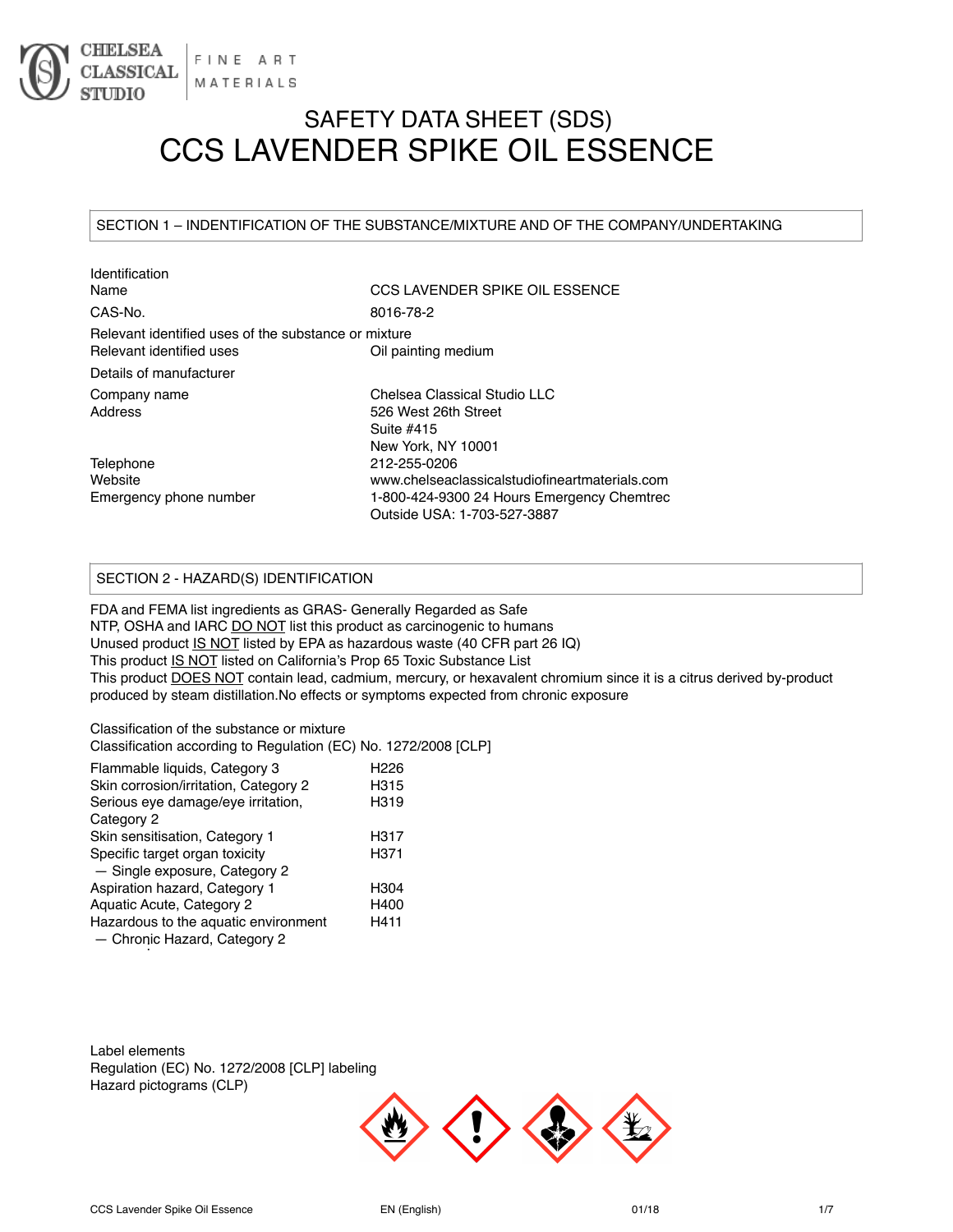CHELSEA CLASSICAL STUDIO | FINE ART MATERIALS

# SAFETY DATA SHEET (SDS)
# CCS LAVENDER SPIKE OIL ESSENCE

## SECTION 1 – INDENTIFICATION OF THE SUBSTANCE/MIXTURE AND OF THE COMPANY/UNDERTAKING

Identification

| | |
|---|---|
| Name | CCS LAVENDER SPIKE OIL ESSENCE |
| CAS-No. | 8016-78-2 |

Relevant identified uses of the substance or mixture

| | |
|---|---|
| Relevant identified uses | Oil painting medium |

Details of manufacturer

| | |
|---|---|
| Company name | Chelsea Classical Studio LLC |
| Address | 526 West 26th Street<br>Suite #415<br>New York, NY 10001 |
| Telephone | 212-255-0206 |
| Website | www.chelseaclassicalstudiofineartmaterials.com |
| Emergency phone number | 1-800-424-9300 24 Hours Emergency Chemtrec<br>Outside USA: 1-703-527-3887 |

## SECTION 2 - HAZARD(S) IDENTIFICATION

FDA and FEMA list ingredients as GRAS- Generally Regarded as Safe
NTP, OSHA and IARC DO NOT list this product as carcinogenic to humans
Unused product IS NOT listed by EPA as hazardous waste (40 CFR part 26 IQ)
This product IS NOT listed on California's Prop 65 Toxic Substance List
This product DOES NOT contain lead, cadmium, mercury, or hexavalent chromium since it is a citrus derived by-product produced by steam distillation.No effects or symptoms expected from chronic exposure

Classification of the substance or mixture
Classification according to Regulation (EC) No. 1272/2008 [CLP]

| | |
|---|---|
| Flammable liquids, Category 3 | H226 |
| Skin corrosion/irritation, Category 2 | H315 |
| Serious eye damage/eye irritation, Category 2 | H319 |
| Skin sensitisation, Category 1 | H317 |
| Specific target organ toxicity — Single exposure, Category 2 | H371 |
| Aspiration hazard, Category 1 | H304 |
| Aquatic Acute, Category 2 | H400 |
| Hazardous to the aquatic environment — Chronic Hazard, Category 2 | H411 |

Label elements
Regulation (EC) No. 1272/2008 [CLP] labeling
Hazard pictograms (CLP)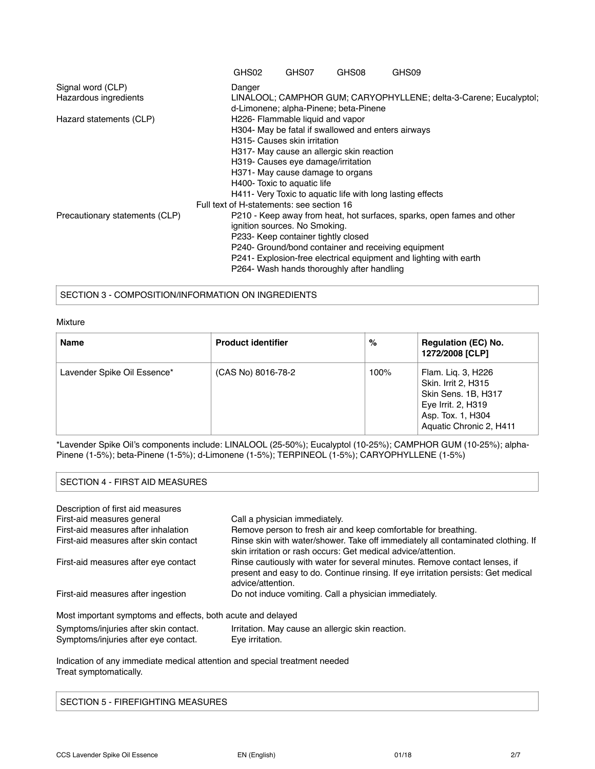| | |
|---|---|
| | GHS02 GHS07 GHS08 GHS09 |
| Signal word (CLP) | Danger |
| Hazardous ingredients | LINALOOL; CAMPHOR GUM; CARYOPHYLLENE; delta-3-Carene; Eucalyptol; d-Limonene; alpha-Pinene; beta-Pinene |
| Hazard statements (CLP) | H226- Flammable liquid and vapor<br>H304- May be fatal if swallowed and enters airways<br>H315- Causes skin irritation<br>H317- May cause an allergic skin reaction<br>H319- Causes eye damage/irritation<br>H371- May cause damage to organs<br>H400- Toxic to aquatic life<br>H411- Very Toxic to aquatic life with long lasting effects |
| | Full text of H-statements: see section 16 |
| Precautionary statements (CLP) | P210 - Keep away from heat, hot surfaces, sparks, open fames and other ignition sources. No Smoking.<br>P233- Keep container tightly closed<br>P240- Ground/bond container and receiving equipment<br>P241- Explosion-free electrical equipment and lighting with earth<br>P264- Wash hands thoroughly after handling |

## SECTION 3 - COMPOSITION/INFORMATION ON INGREDIENTS

Mixture

| Name | Product identifier | % | Regulation (EC) No. 1272/2008 [CLP] |
|---|---|---|---|
| Lavender Spike Oil Essence* | (CAS No) 8016-78-2 | 100% | Flam. Liq. 3, H226<br>Skin. Irrit 2, H315<br>Skin Sens. 1B, H317<br>Eye Irrit. 2, H319<br>Asp. Tox. 1, H304<br>Aquatic Chronic 2, H411 |

*Lavender Spike Oil's components include: LINALOOL (25-50%); Eucalyptol (10-25%); CAMPHOR GUM (10-25%); alpha-Pinene (1-5%); beta-Pinene (1-5%); d-Limonene (1-5%); TERPINEOL (1-5%); CARYOPHYLLENE (1-5%)

## SECTION 4 - FIRST AID MEASURES

Description of first aid measures

| | |
|---|---|
| First-aid measures general | Call a physician immediately. |
| First-aid measures after inhalation | Remove person to fresh air and keep comfortable for breathing. |
| First-aid measures after skin contact | Rinse skin with water/shower. Take off immediately all contaminated clothing. If skin irritation or rash occurs: Get medical advice/attention. |
| First-aid measures after eye contact | Rinse cautiously with water for several minutes. Remove contact lenses, if present and easy to do. Continue rinsing. If eye irritation persists: Get medical advice/attention. |
| First-aid measures after ingestion | Do not induce vomiting. Call a physician immediately. |

Most important symptoms and effects, both acute and delayed

| | |
|---|---|
| Symptoms/injuries after skin contact. | Irritation. May cause an allergic skin reaction. |
| Symptoms/injuries after eye contact. | Eye irritation. |

Indication of any immediate medical attention and special treatment needed
Treat symptomatically.

## SECTION 5 - FIREFIGHTING MEASURES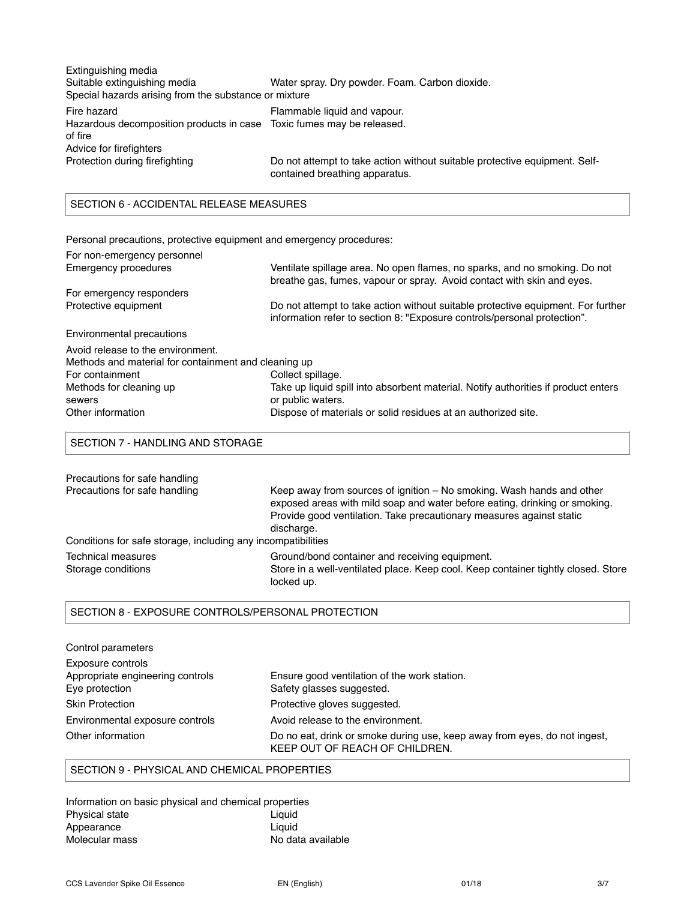Extingushing media

| | |
|---|---|
| Suitable extinguishing media | Water spray. Dry powder. Foam. Carbon dioxide. |

Special hazards arising from the substance or mixture

| | |
|---|---|
| Fire hazard | Flammable liquid and vapour. |
| Hazardous decomposition products in case of fire | Toxic fumes may be released. |

Advice for firefighters

| | |
|---|---|
| Protection during firefighting | Do not attempt to take action without suitable protective equipment. Self-contained breathing apparatus. |

## SECTION 6 - ACCIDENTAL RELEASE MEASURES

Personal precautions, protective equipment and emergency procedures:

For non-emergency personnel

| | |
|---|---|
| Emergency procedures | Ventilate spillage area. No open flames, no sparks, and no smoking. Do not breathe gas, fumes, vapour or spray. Avoid contact with skin and eyes. |

For emergency responders

| | |
|---|---|
| Protective equipment | Do not attempt to take action without suitable protective equipment. For further information refer to section 8: "Exposure controls/personal protection". |

Environmental precautions

Avoid release to the environment.

Methods and material for containment and cleaning up

| | |
|---|---|
| For containment | Collect spillage. |
| Methods for cleaning up sewers | Take up liquid spill into absorbent material. Notify authorities if product enters or public waters. |
| Other information | Dispose of materials or solid residues at an authorized site. |

## SECTION 7 - HANDLING AND STORAGE

Precautions for safe handling

| | |
|---|---|
| Precautions for safe handling | Keep away from sources of ignition – No smoking. Wash hands and other exposed areas with mild soap and water before eating, drinking or smoking. Provide good ventilation. Take precautionary measures against static discharge. |

Conditions for safe storage, including any incompatibilities

| | |
|---|---|
| Technical measures | Ground/bond container and receiving equipment. |
| Storage conditions | Store in a well-ventilated place. Keep cool. Keep container tightly closed. Store locked up. |

## SECTION 8 - EXPOSURE CONTROLS/PERSONAL PROTECTION

Control parameters

Exposure controls

| | |
|---|---|
| Appropriate engineering controls | Ensure good ventilation of the work station. |
| Eye protection | Safety glasses suggested. |
| Skin Protection | Protective gloves suggested. |
| Environmental exposure controls | Avoid release to the environment. |
| Other information | Do no eat, drink or smoke during use, keep away from eyes, do not ingest, KEEP OUT OF REACH OF CHILDREN. |

## SECTION 9 - PHYSICAL AND CHEMICAL PROPERTIES

Information on basic physical and chemical properties

| | |
|---|---|
| Physical state | Liquid |
| Appearance | Liquid |
| Molecular mass | No data available |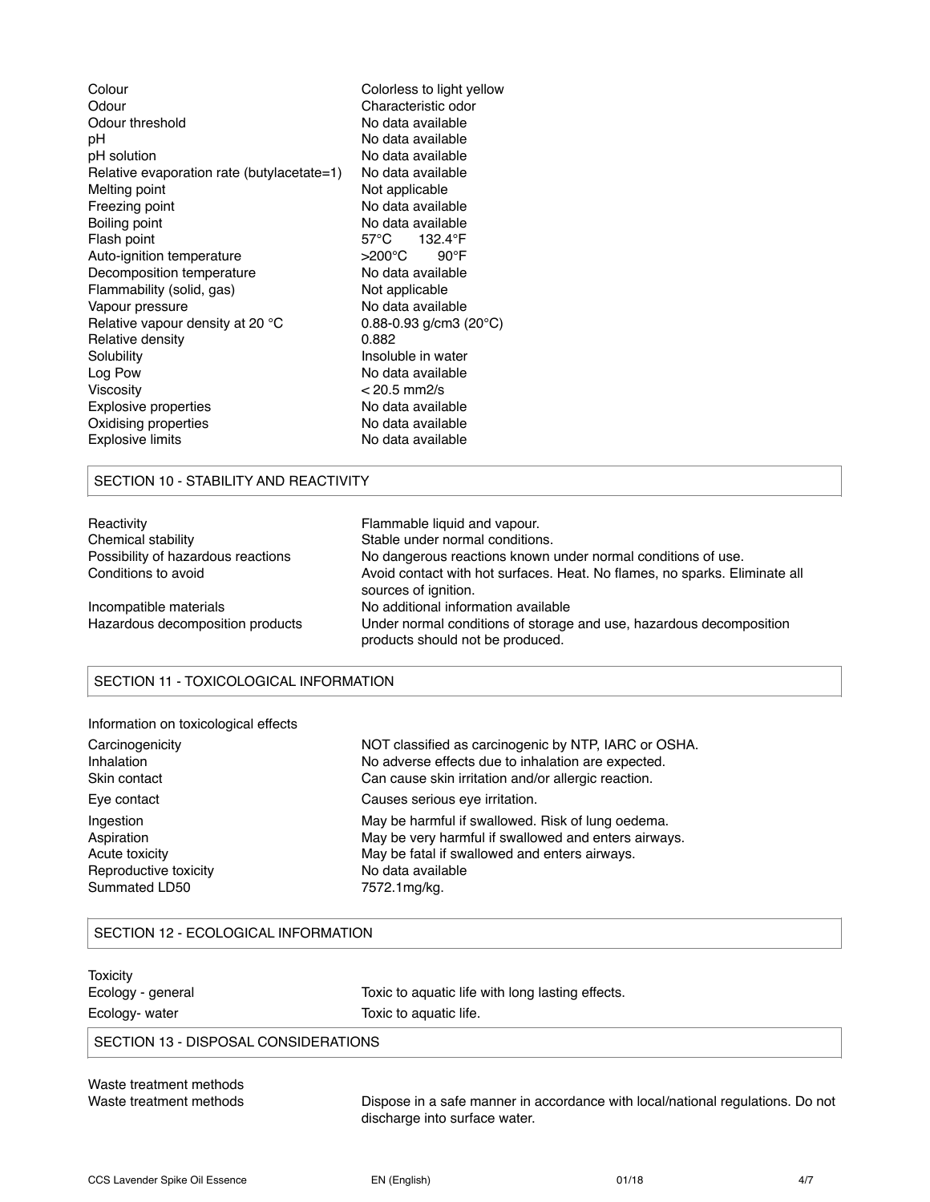| | |
|---|---|
| Colour | Colorless to light yellow |
| Odour | Characteristic odor |
| Odour threshold | No data available |
| pH | No data available |
| pH solution | No data available |
| Relative evaporation rate (butylacetate=1) | No data available |
| Melting point | Not applicable |
| Freezing point | No data available |
| Boiling point | No data available |
| Flash point | 57°C 132.4°F |
| Auto-ignition temperature | >200°C 90°F |
| Decomposition temperature | No data available |
| Flammability (solid, gas) | Not applicable |
| Vapour pressure | No data available |
| Relative vapour density at 20 °C | 0.88-0.93 g/cm3 (20°C) |
| Relative density | 0.882 |
| Solubility | Insoluble in water |
| Log Pow | No data available |
| Viscosity | < 20.5 mm2/s |
| Explosive properties | No data available |
| Oxidising properties | No data available |
| Explosive limits | No data available |

## SECTION 10 - STABILITY AND REACTIVITY

| | |
|---|---|
| Reactivity | Flammable liquid and vapour. |
| Chemical stability | Stable under normal conditions. |
| Possibility of hazardous reactions | No dangerous reactions known under normal conditions of use. |
| Conditions to avoid | Avoid contact with hot surfaces. Heat. No flames, no sparks. Eliminate all sources of ignition. |
| Incompatible materials | No additional information available |
| Hazardous decomposition products | Under normal conditions of storage and use, hazardous decomposition products should not be produced. |

## SECTION 11 - TOXICOLOGICAL INFORMATION

Information on toxicological effects

| | |
|---|---|
| Carcinogenicity | NOT classified as carcinogenic by NTP, IARC or OSHA. |
| Inhalation | No adverse effects due to inhalation are expected. |
| Skin contact | Can cause skin irritation and/or allergic reaction. |
| Eye contact | Causes serious eye irritation. |
| Ingestion | May be harmful if swallowed. Risk of lung oedema. |
| Aspiration | May be very harmful if swallowed and enters airways. |
| Acute toxicity | May be fatal if swallowed and enters airways. |
| Reproductive toxicity | No data available |
| Summated LD50 | 7572.1mg/kg. |

## SECTION 12 - ECOLOGICAL INFORMATION

Toxicity

| | |
|---|---|
| Ecology - general | Toxic to aquatic life with long lasting effects. |
| Ecology- water | Toxic to aquatic life. |

## SECTION 13 - DISPOSAL CONSIDERATIONS

Waste treatment methods

| | |
|---|---|
| Waste treatment methods | Dispose in a safe manner in accordance with local/national regulations. Do not discharge into surface water. |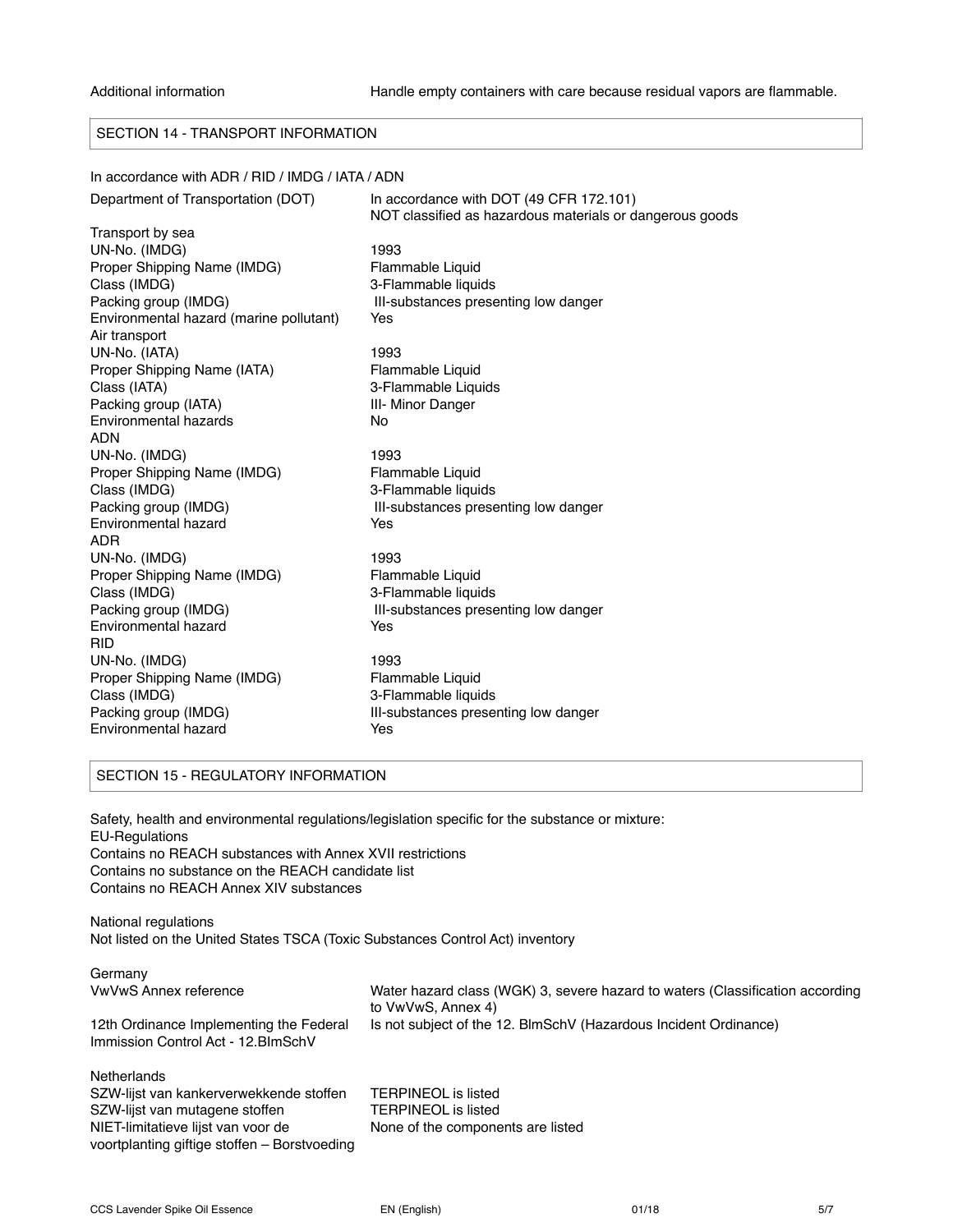| | |
|---|---|
| Additional information | Handle empty containers with care because residual vapors are flammable. |

## SECTION 14 - TRANSPORT INFORMATION

In accordance with ADR / RID / IMDG / IATA / ADN

| | |
|---|---|
| Department of Transportation (DOT) | In accordance with DOT (49 CFR 172.101)<br>NOT classified as hazardous materials or dangerous goods |
| Transport by sea | |
| UN-No. (IMDG) | 1993 |
| Proper Shipping Name (IMDG) | Flammable Liquid |
| Class (IMDG) | 3-Flammable liquids |
| Packing group (IMDG) | III-substances presenting low danger |
| Environmental hazard (marine pollutant) | Yes |
| Air transport | |
| UN-No. (IATA) | 1993 |
| Proper Shipping Name (IATA) | Flammable Liquid |
| Class (IATA) | 3-Flammable Liquids |
| Packing group (IATA) | III- Minor Danger |
| Environmental hazards | No |
| ADN | |
| UN-No. (IMDG) | 1993 |
| Proper Shipping Name (IMDG) | Flammable Liquid |
| Class (IMDG) | 3-Flammable liquids |
| Packing group (IMDG) | III-substances presenting low danger |
| Environmental hazard | Yes |
| ADR | |
| UN-No. (IMDG) | 1993 |
| Proper Shipping Name (IMDG) | Flammable Liquid |
| Class (IMDG) | 3-Flammable liquids |
| Packing group (IMDG) | III-substances presenting low danger |
| Environmental hazard | Yes |
| RID | |
| UN-No. (IMDG) | 1993 |
| Proper Shipping Name (IMDG) | Flammable Liquid |
| Class (IMDG) | 3-Flammable liquids |
| Packing group (IMDG) | III-substances presenting low danger |
| Environmental hazard | Yes |

## SECTION 15 - REGULATORY INFORMATION

Safety, health and environmental regulations/legislation specific for the substance or mixture:
EU-Regulations
Contains no REACH substances with Annex XVII restrictions
Contains no substance on the REACH candidate list
Contains no REACH Annex XIV substances

National regulations
Not listed on the United States TSCA (Toxic Substances Control Act) inventory

Germany

| | |
|---|---|
| VwVwS Annex reference | Water hazard class (WGK) 3, severe hazard to waters (Classification according to VwVwS, Annex 4) |
| 12th Ordinance Implementing the Federal Immission Control Act - 12.BImSchV | Is not subject of the 12. BlmSchV (Hazardous Incident Ordinance) |

Netherlands

| | |
|---|---|
| SZW-lijst van kankerverwekkende stoffen | TERPINEOL is listed |
| SZW-lijst van mutagene stoffen | TERPINEOL is listed |
| NIET-limitatieve lijst van voor de voortplanting giftige stoffen – Borstvoeding | None of the components are listed |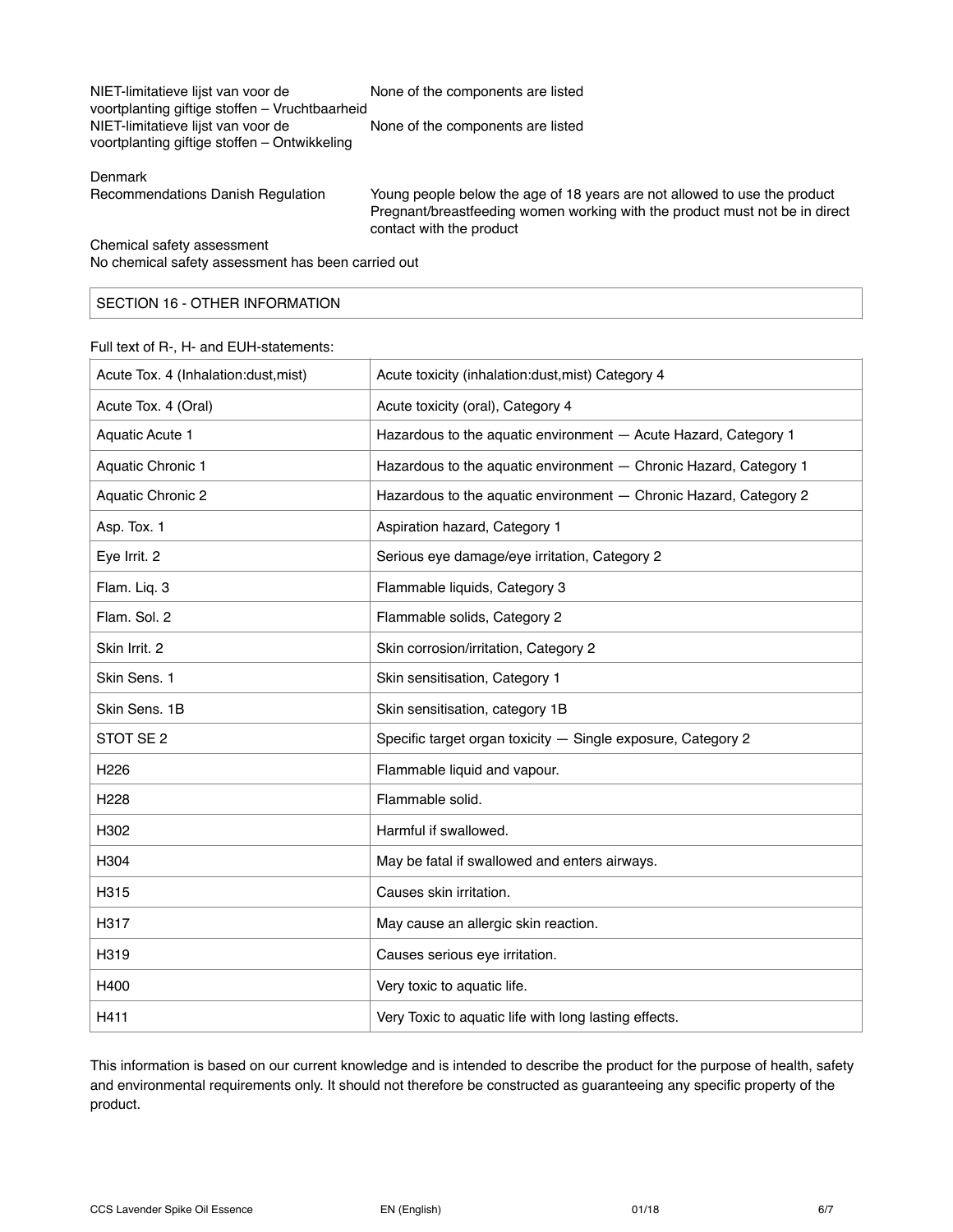| | |
|---|---|
| NIET-limitatieve lijst van voor de voortplanting giftige stoffen – Vruchtbaarheid | None of the components are listed |
| NIET-limitatieve lijst van voor de voortplanting giftige stoffen – Ontwikkeling | None of the components are listed |

Denmark

| | |
|---|---|
| Recommendations Danish Regulation | Young people below the age of 18 years are not allowed to use the product<br>Pregnant/breastfeeding women working with the product must not be in direct contact with the product |

Chemical safety assessment
No chemical safety assessment has been carried out

## SECTION 16 - OTHER INFORMATION

Full text of R-, H- and EUH-statements:

| | |
|---|---|
| Acute Tox. 4 (Inhalation:dust,mist) | Acute toxicity (inhalation:dust,mist) Category 4 |
| Acute Tox. 4 (Oral) | Acute toxicity (oral), Category 4 |
| Aquatic Acute 1 | Hazardous to the aquatic environment — Acute Hazard, Category 1 |
| Aquatic Chronic 1 | Hazardous to the aquatic environment — Chronic Hazard, Category 1 |
| Aquatic Chronic 2 | Hazardous to the aquatic environment — Chronic Hazard, Category 2 |
| Asp. Tox. 1 | Aspiration hazard, Category 1 |
| Eye Irrit. 2 | Serious eye damage/eye irritation, Category 2 |
| Flam. Liq. 3 | Flammable liquids, Category 3 |
| Flam. Sol. 2 | Flammable solids, Category 2 |
| Skin Irrit. 2 | Skin corrosion/irritation, Category 2 |
| Skin Sens. 1 | Skin sensitisation, Category 1 |
| Skin Sens. 1B | Skin sensitisation, category 1B |
| STOT SE 2 | Specific target organ toxicity — Single exposure, Category 2 |
| H226 | Flammable liquid and vapour. |
| H228 | Flammable solid. |
| H302 | Harmful if swallowed. |
| H304 | May be fatal if swallowed and enters airways. |
| H315 | Causes skin irritation. |
| H317 | May cause an allergic skin reaction. |
| H319 | Causes serious eye irritation. |
| H400 | Very toxic to aquatic life. |
| H411 | Very Toxic to aquatic life with long lasting effects. |

This information is based on our current knowledge and is intended to describe the product for the purpose of health, safety and environmental requirements only. It should not therefore be constructed as guaranteeing any specific property of the product.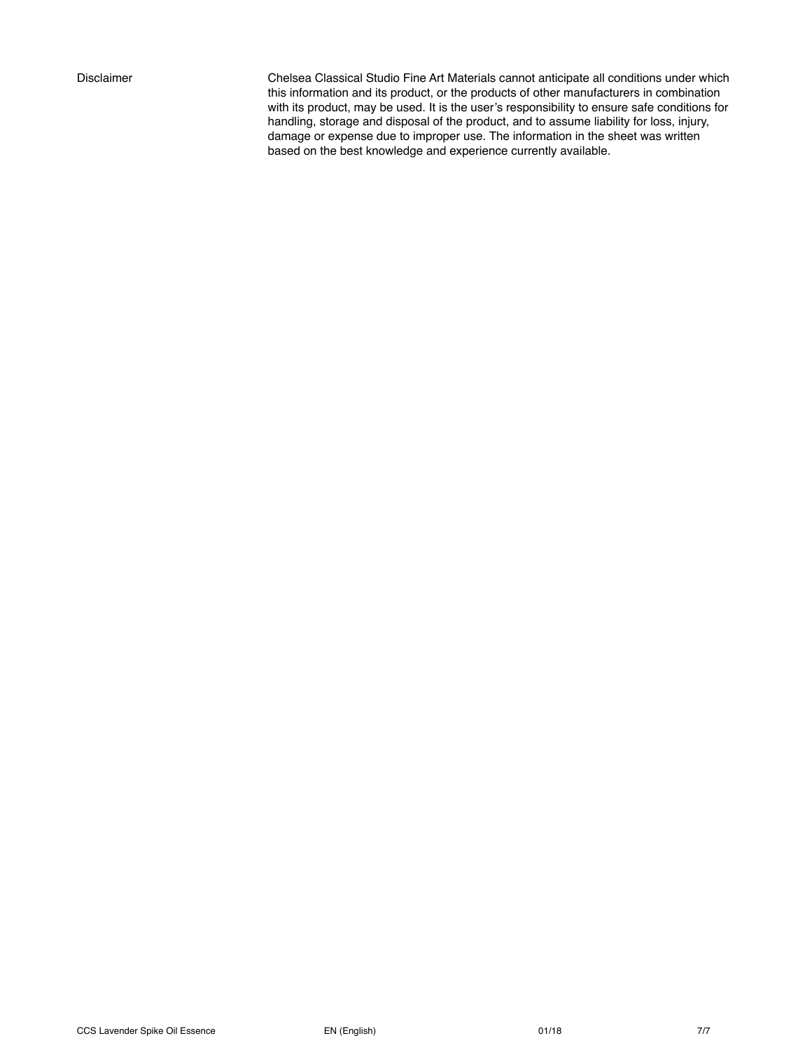| | |
|---|---|
| Disclaimer | Chelsea Classical Studio Fine Art Materials cannot anticipate all conditions under which this information and its product, or the products of other manufacturers in combination with its product, may be used. It is the user's responsibility to ensure safe conditions for handling, storage and disposal of the product, and to assume liability for loss, injury, damage or expense due to improper use. The information in the sheet was written based on the best knowledge and experience currently available. |